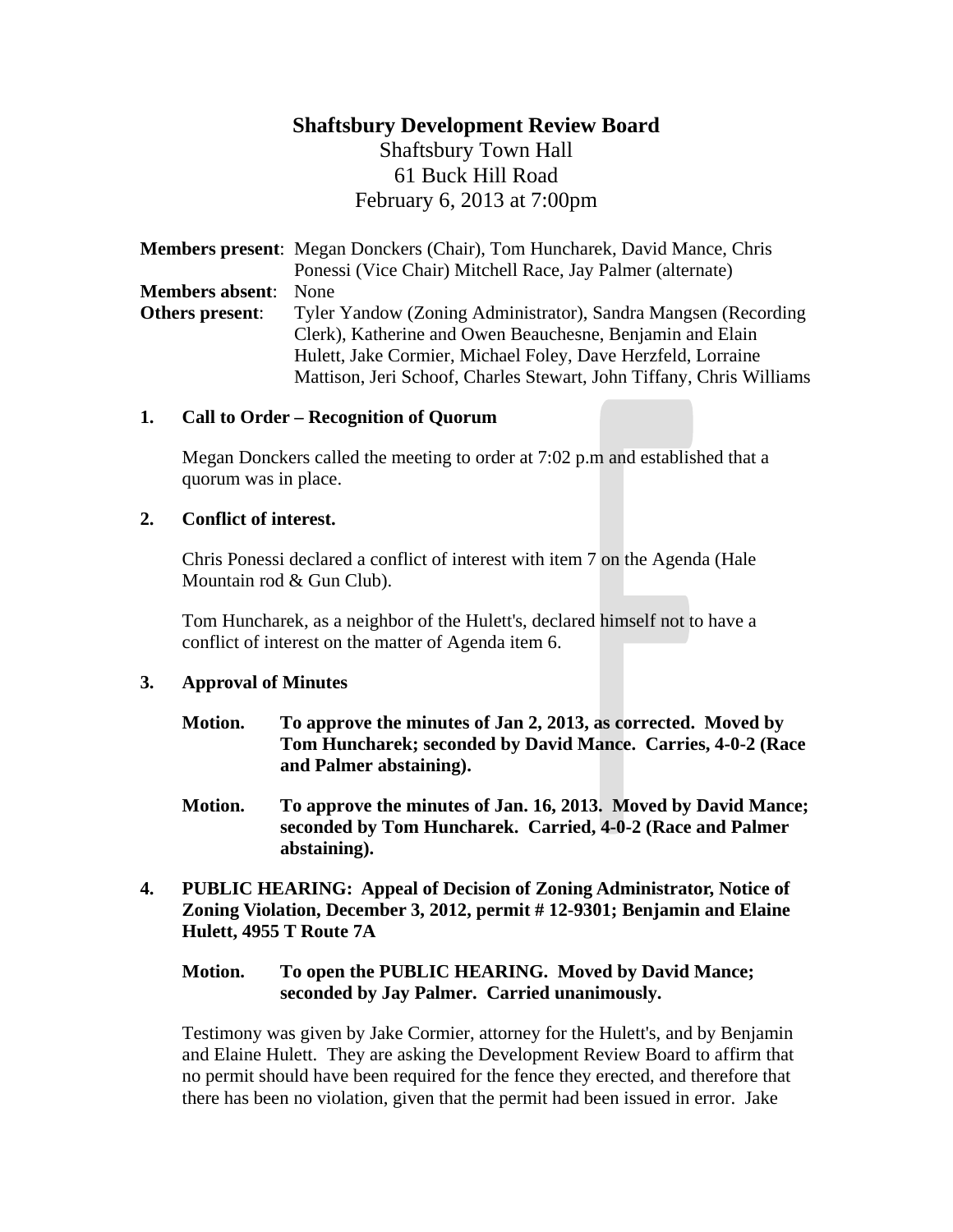# Shaftsbury Development Review Board

Shaftsbury Town Hall
61 Buck Hill Road
February 6, 2013 at 7:00pm

**Members present**: Megan Donckers (Chair), Tom Huncharek, David Mance, Chris Ponessi (Vice Chair) Mitchell Race, Jay Palmer (alternate)
**Members absent**: None
**Others present**: Tyler Yandow (Zoning Administrator), Sandra Mangsen (Recording Clerk), Katherine and Owen Beauchesne, Benjamin and Elain Hulett, Jake Cormier, Michael Foley, Dave Herzfeld, Lorraine Mattison, Jeri Schoof, Charles Stewart, John Tiffany, Chris Williams

**1. Call to Order – Recognition of Quorum**

Megan Donckers called the meeting to order at 7:02 p.m and established that a quorum was in place.

**2. Conflict of interest.**

Chris Ponessi declared a conflict of interest with item 7 on the Agenda (Hale Mountain rod & Gun Club).

Tom Huncharek, as a neighbor of the Hulett's, declared himself not to have a conflict of interest on the matter of Agenda item 6.

**3. Approval of Minutes**

**Motion. To approve the minutes of Jan 2, 2013, as corrected. Moved by Tom Huncharek; seconded by David Mance. Carries, 4-0-2 (Race and Palmer abstaining).**

**Motion. To approve the minutes of Jan. 16, 2013. Moved by David Mance; seconded by Tom Huncharek. Carried, 4-0-2 (Race and Palmer abstaining).**

**4. PUBLIC HEARING: Appeal of Decision of Zoning Administrator, Notice of Zoning Violation, December 3, 2012, permit # 12-9301; Benjamin and Elaine Hulett, 4955 T Route 7A**

**Motion. To open the PUBLIC HEARING. Moved by David Mance; seconded by Jay Palmer. Carried unanimously.**

Testimony was given by Jake Cormier, attorney for the Hulett's, and by Benjamin and Elaine Hulett. They are asking the Development Review Board to affirm that no permit should have been required for the fence they erected, and therefore that there has been no violation, given that the permit had been issued in error. Jake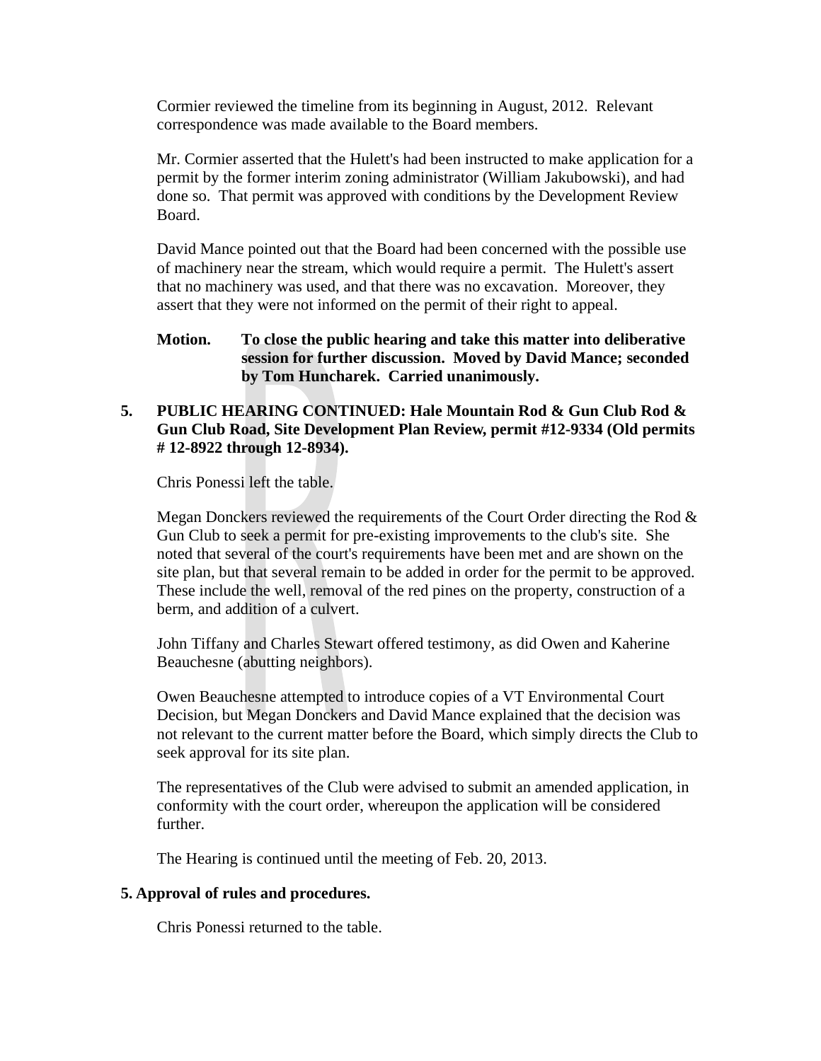Cormier reviewed the timeline from its beginning in August, 2012. Relevant correspondence was made available to the Board members.

Mr. Cormier asserted that the Hulett's had been instructed to make application for a permit by the former interim zoning administrator (William Jakubowski), and had done so. That permit was approved with conditions by the Development Review Board.

David Mance pointed out that the Board had been concerned with the possible use of machinery near the stream, which would require a permit. The Hulett's assert that no machinery was used, and that there was no excavation. Moreover, they assert that they were not informed on the permit of their right to appeal.

**Motion. To close the public hearing and take this matter into deliberative session for further discussion. Moved by David Mance; seconded by Tom Huncharek. Carried unanimously.**

**5. PUBLIC HEARING CONTINUED: Hale Mountain Rod & Gun Club Rod & Gun Club Road, Site Development Plan Review, permit #12-9334 (Old permits # 12-8922 through 12-8934).**

Chris Ponessi left the table.

Megan Donckers reviewed the requirements of the Court Order directing the Rod & Gun Club to seek a permit for pre-existing improvements to the club's site. She noted that several of the court's requirements have been met and are shown on the site plan, but that several remain to be added in order for the permit to be approved. These include the well, removal of the red pines on the property, construction of a berm, and addition of a culvert.

John Tiffany and Charles Stewart offered testimony, as did Owen and Kaherine Beauchesne (abutting neighbors).

Owen Beauchesne attempted to introduce copies of a VT Environmental Court Decision, but Megan Donckers and David Mance explained that the decision was not relevant to the current matter before the Board, which simply directs the Club to seek approval for its site plan.

The representatives of the Club were advised to submit an amended application, in conformity with the court order, whereupon the application will be considered further.

The Hearing is continued until the meeting of Feb. 20, 2013.

**5. Approval of rules and procedures.**

Chris Ponessi returned to the table.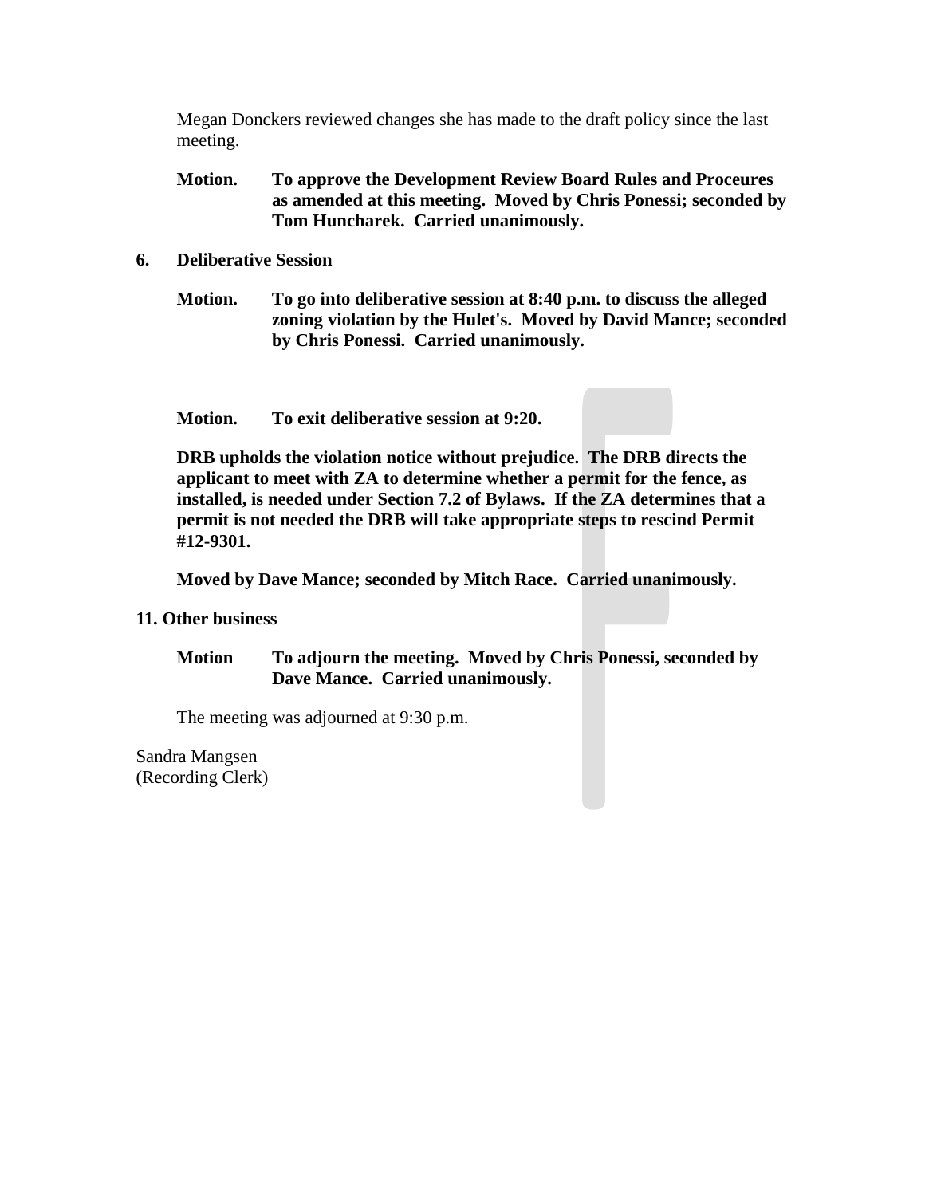Megan Donckers reviewed changes she has made to the draft policy since the last meeting.

**Motion. To approve the Development Review Board Rules and Proceures as amended at this meeting. Moved by Chris Ponessi; seconded by Tom Huncharek. Carried unanimously.**

## 6. Deliberative Session

**Motion. To go into deliberative session at 8:40 p.m. to discuss the alleged zoning violation by the Hulet's. Moved by David Mance; seconded by Chris Ponessi. Carried unanimously.**

**Motion. To exit deliberative session at 9:20.**

**DRB upholds the violation notice without prejudice. The DRB directs the applicant to meet with ZA to determine whether a permit for the fence, as installed, is needed under Section 7.2 of Bylaws. If the ZA determines that a permit is not needed the DRB will take appropriate steps to rescind Permit #12-9301.**

**Moved by Dave Mance; seconded by Mitch Race. Carried unanimously.**

## 11. Other business

**Motion To adjourn the meeting. Moved by Chris Ponessi, seconded by Dave Mance. Carried unanimously.**

The meeting was adjourned at 9:30 p.m.

Sandra Mangsen
(Recording Clerk)